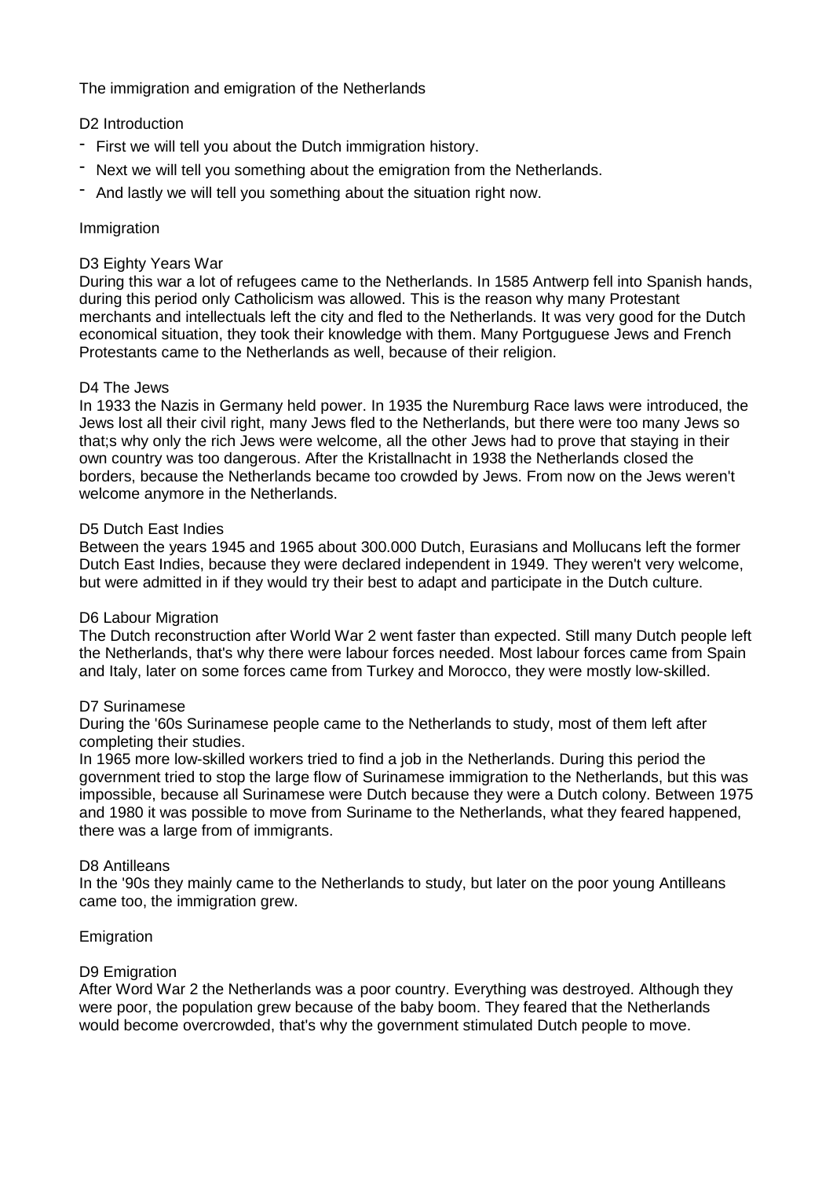# The immigration and emigration of the Netherlands

## D2 Introduction

- First we will tell you about the Dutch immigration history.
- Next we will tell you something about the emigration from the Netherlands.
- And lastly we will tell you something about the situation right now.

## Immigration

### D3 Eighty Years War

During this war a lot of refugees came to the Netherlands. In 1585 Antwerp fell into Spanish hands, during this period only Catholicism was allowed. This is the reason why many Protestant merchants and intellectuals left the city and fled to the Netherlands. It was very good for the Dutch economical situation, they took their knowledge with them. Many Portguguese Jews and French Protestants came to the Netherlands as well, because of their religion.

### D4 The Jews

In 1933 the Nazis in Germany held power. In 1935 the Nuremburg Race laws were introduced, the Jews lost all their civil right, many Jews fled to the Netherlands, but there were too many Jews so that;s why only the rich Jews were welcome, all the other Jews had to prove that staying in their own country was too dangerous. After the Kristallnacht in 1938 the Netherlands closed the borders, because the Netherlands became too crowded by Jews. From now on the Jews weren't welcome anymore in the Netherlands.

### D5 Dutch East Indies

Between the years 1945 and 1965 about 300.000 Dutch, Eurasians and Mollucans left the former Dutch East Indies, because they were declared independent in 1949. They weren't very welcome, but were admitted in if they would try their best to adapt and participate in the Dutch culture.

### D6 Labour Migration

The Dutch reconstruction after World War 2 went faster than expected. Still many Dutch people left the Netherlands, that's why there were labour forces needed. Most labour forces came from Spain and Italy, later on some forces came from Turkey and Morocco, they were mostly low-skilled.

### D7 Surinamese

During the '60s Surinamese people came to the Netherlands to study, most of them left after completing their studies.

In 1965 more low-skilled workers tried to find a job in the Netherlands. During this period the government tried to stop the large flow of Surinamese immigration to the Netherlands, but this was impossible, because all Surinamese were Dutch because they were a Dutch colony. Between 1975 and 1980 it was possible to move from Suriname to the Netherlands, what they feared happened, there was a large from of immigrants.

### D8 Antilleans

In the '90s they mainly came to the Netherlands to study, but later on the poor young Antilleans came too, the immigration grew.

## Emigration

### D9 Emigration

After Word War 2 the Netherlands was a poor country. Everything was destroyed. Although they were poor, the population grew because of the baby boom. They feared that the Netherlands would become overcrowded, that's why the government stimulated Dutch people to move.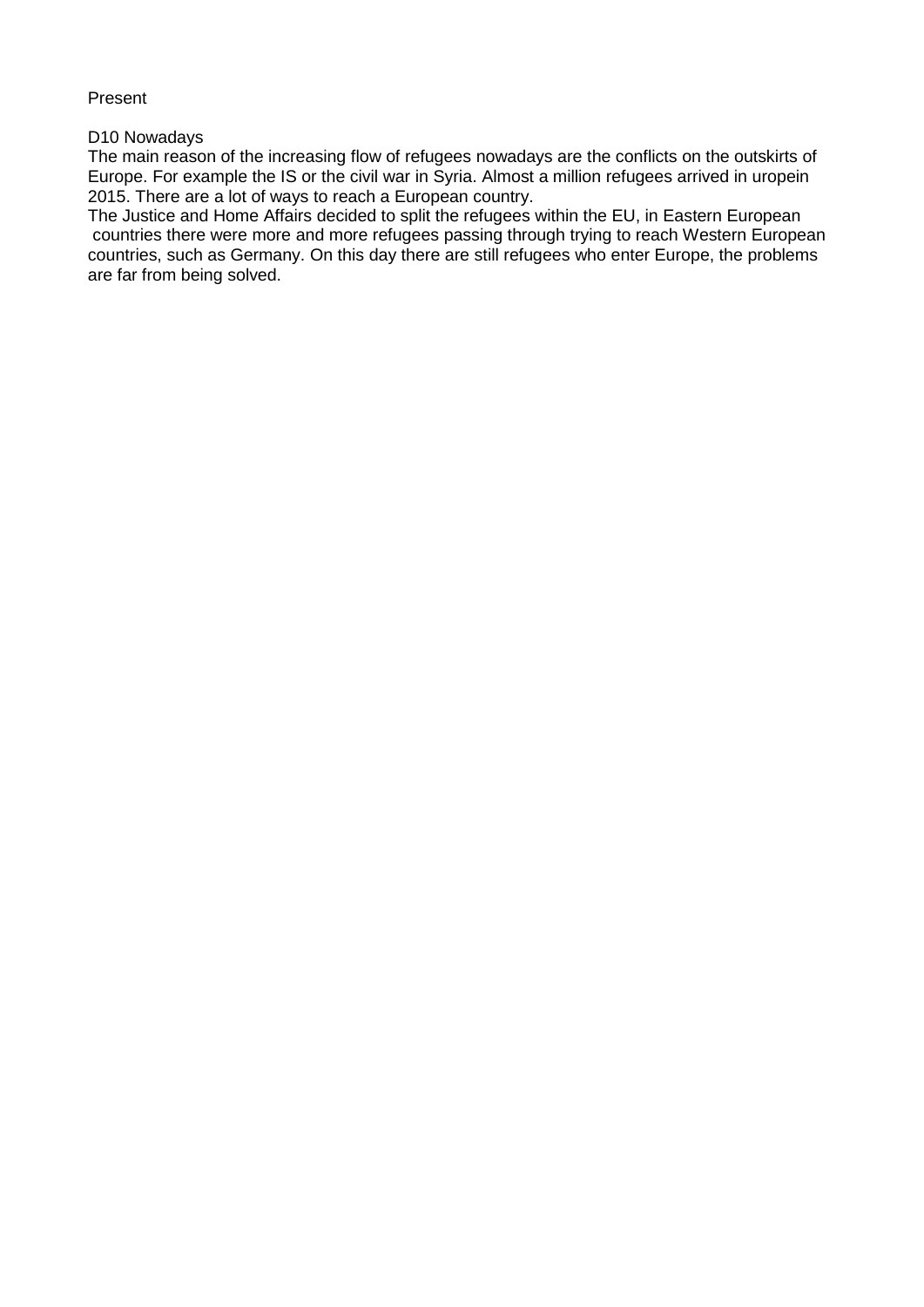Present

D10 Nowadays

The main reason of the increasing flow of refugees nowadays are the conflicts on the outskirts of Europe. For example the IS or the civil war in Syria. Almost a million refugees arrived in uropein 2015. There are a lot of ways to reach a European country.

The Justice and Home Affairs decided to split the refugees within the EU, in Eastern European countries there were more and more refugees passing through trying to reach Western European countries, such as Germany. On this day there are still refugees who enter Europe, the problems are far from being solved.